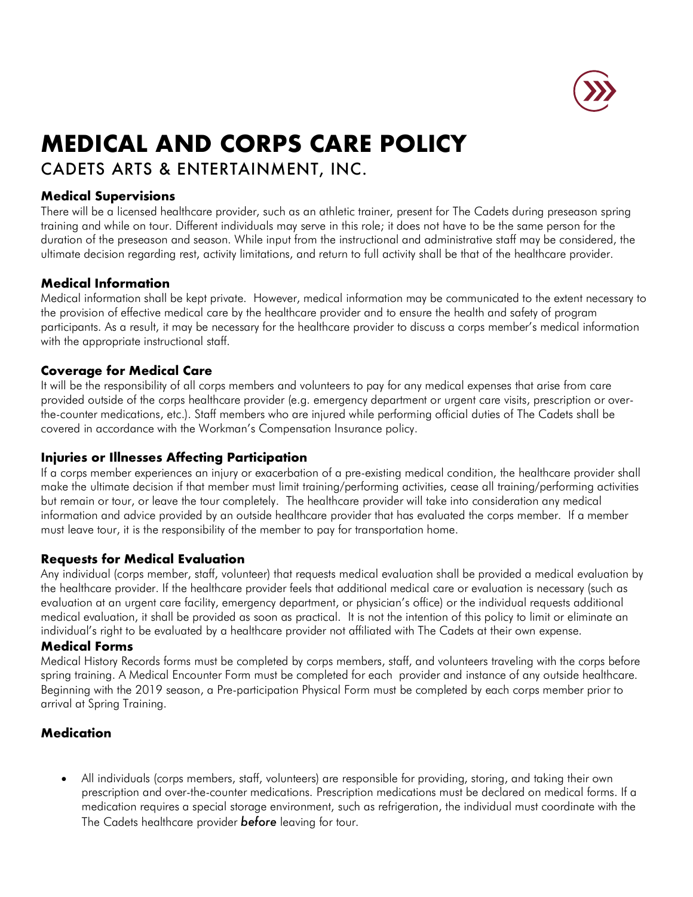# MEDICAL AND CORPS CARE POLICY

## CADETS ARTS & ENTERTAINMENT, INC.

### Medical Supervisions

There will be a licensed healthcare provider, such as an athletic trainer, present for The Cadets during preseason spring training and while on tour. Different individuals may serve in this role; it does not have to be the same person for the duration of the preseason and season. While input from the instructional and administrative staff may be considered, the ultimate decision regarding rest, activity limitations, and return to full activity shall be that of the healthcare provider.

### Medical Information

Medical information shall be kept private. However, medical information may be communicated to the extent necessary to the provision of effective medical care by the healthcare provider and to ensure the health and safety of program participants. As a result, it may be necessary for the healthcare provider to discuss a corps member's medical information with the appropriate instructional staff.

### Coverage for Medical Care

It will be the responsibility of all corps members and volunteers to pay for any medical expenses that arise from care provided outside of the corps healthcare provider (e.g. emergency department or urgent care visits, prescription or over-the-counter medications, etc.). Staff members who are injured while performing official duties of The Cadets shall be covered in accordance with the Workman's Compensation Insurance policy.

### Injuries or Illnesses Affecting Participation

If a corps member experiences an injury or exacerbation of a pre-existing medical condition, the healthcare provider shall make the ultimate decision if that member must limit training/performing activities, cease all training/performing activities but remain or tour, or leave the tour completely. The healthcare provider will take into consideration any medical information and advice provided by an outside healthcare provider that has evaluated the corps member. If a member must leave tour, it is the responsibility of the member to pay for transportation home.

### Requests for Medical Evaluation

Any individual (corps member, staff, volunteer) that requests medical evaluation shall be provided a medical evaluation by the healthcare provider. If the healthcare provider feels that additional medical care or evaluation is necessary (such as evaluation at an urgent care facility, emergency department, or physician's office) or the individual requests additional medical evaluation, it shall be provided as soon as practical. It is not the intention of this policy to limit or eliminate an individual's right to be evaluated by a healthcare provider not affiliated with The Cadets at their own expense.

### Medical Forms

Medical History Records forms must be completed by corps members, staff, and volunteers traveling with the corps before spring training. A Medical Encounter Form must be completed for each provider and instance of any outside healthcare. Beginning with the 2019 season, a Pre-participation Physical Form must be completed by each corps member prior to arrival at Spring Training.

### Medication

- All individuals (corps members, staff, volunteers) are responsible for providing, storing, and taking their own prescription and over-the-counter medications. Prescription medications must be declared on medical forms. If a medication requires a special storage environment, such as refrigeration, the individual must coordinate with the The Cadets healthcare provider ***before*** leaving for tour.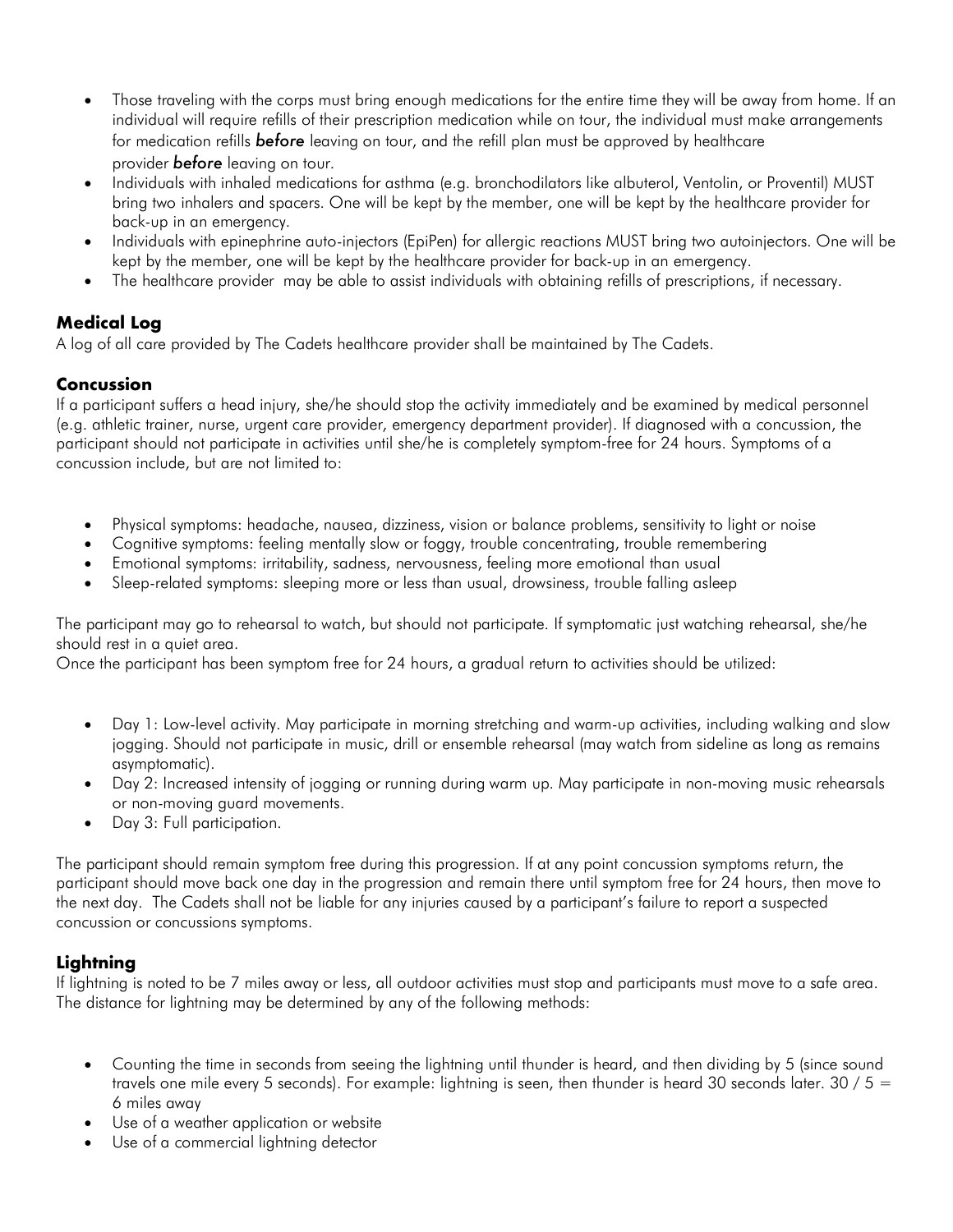- Those traveling with the corps must bring enough medications for the entire time they will be away from home. If an individual will require refills of their prescription medication while on tour, the individual must make arrangements for medication refills ***before*** leaving on tour, and the refill plan must be approved by healthcare provider ***before*** leaving on tour.
- Individuals with inhaled medications for asthma (e.g. bronchodilators like albuterol, Ventolin, or Proventil) MUST bring two inhalers and spacers. One will be kept by the member, one will be kept by the healthcare provider for back-up in an emergency.
- Individuals with epinephrine auto-injectors (EpiPen) for allergic reactions MUST bring two autoinjectors. One will be kept by the member, one will be kept by the healthcare provider for back-up in an emergency.
- The healthcare provider may be able to assist individuals with obtaining refills of prescriptions, if necessary.

## Medical Log

A log of all care provided by The Cadets healthcare provider shall be maintained by The Cadets.

## Concussion

If a participant suffers a head injury, she/he should stop the activity immediately and be examined by medical personnel (e.g. athletic trainer, nurse, urgent care provider, emergency department provider). If diagnosed with a concussion, the participant should not participate in activities until she/he is completely symptom-free for 24 hours. Symptoms of a concussion include, but are not limited to:

- Physical symptoms: headache, nausea, dizziness, vision or balance problems, sensitivity to light or noise
- Cognitive symptoms: feeling mentally slow or foggy, trouble concentrating, trouble remembering
- Emotional symptoms: irritability, sadness, nervousness, feeling more emotional than usual
- Sleep-related symptoms: sleeping more or less than usual, drowsiness, trouble falling asleep

The participant may go to rehearsal to watch, but should not participate. If symptomatic just watching rehearsal, she/he should rest in a quiet area.
Once the participant has been symptom free for 24 hours, a gradual return to activities should be utilized:

- Day 1: Low-level activity. May participate in morning stretching and warm-up activities, including walking and slow jogging. Should not participate in music, drill or ensemble rehearsal (may watch from sideline as long as remains asymptomatic).
- Day 2: Increased intensity of jogging or running during warm up. May participate in non-moving music rehearsals or non-moving guard movements.
- Day 3: Full participation.

The participant should remain symptom free during this progression. If at any point concussion symptoms return, the participant should move back one day in the progression and remain there until symptom free for 24 hours, then move to the next day. The Cadets shall not be liable for any injuries caused by a participant's failure to report a suspected concussion or concussions symptoms.

## Lightning

If lightning is noted to be 7 miles away or less, all outdoor activities must stop and participants must move to a safe area. The distance for lightning may be determined by any of the following methods:

- Counting the time in seconds from seeing the lightning until thunder is heard, and then dividing by 5 (since sound travels one mile every 5 seconds). For example: lightning is seen, then thunder is heard 30 seconds later. 30 / 5 = 6 miles away
- Use of a weather application or website
- Use of a commercial lightning detector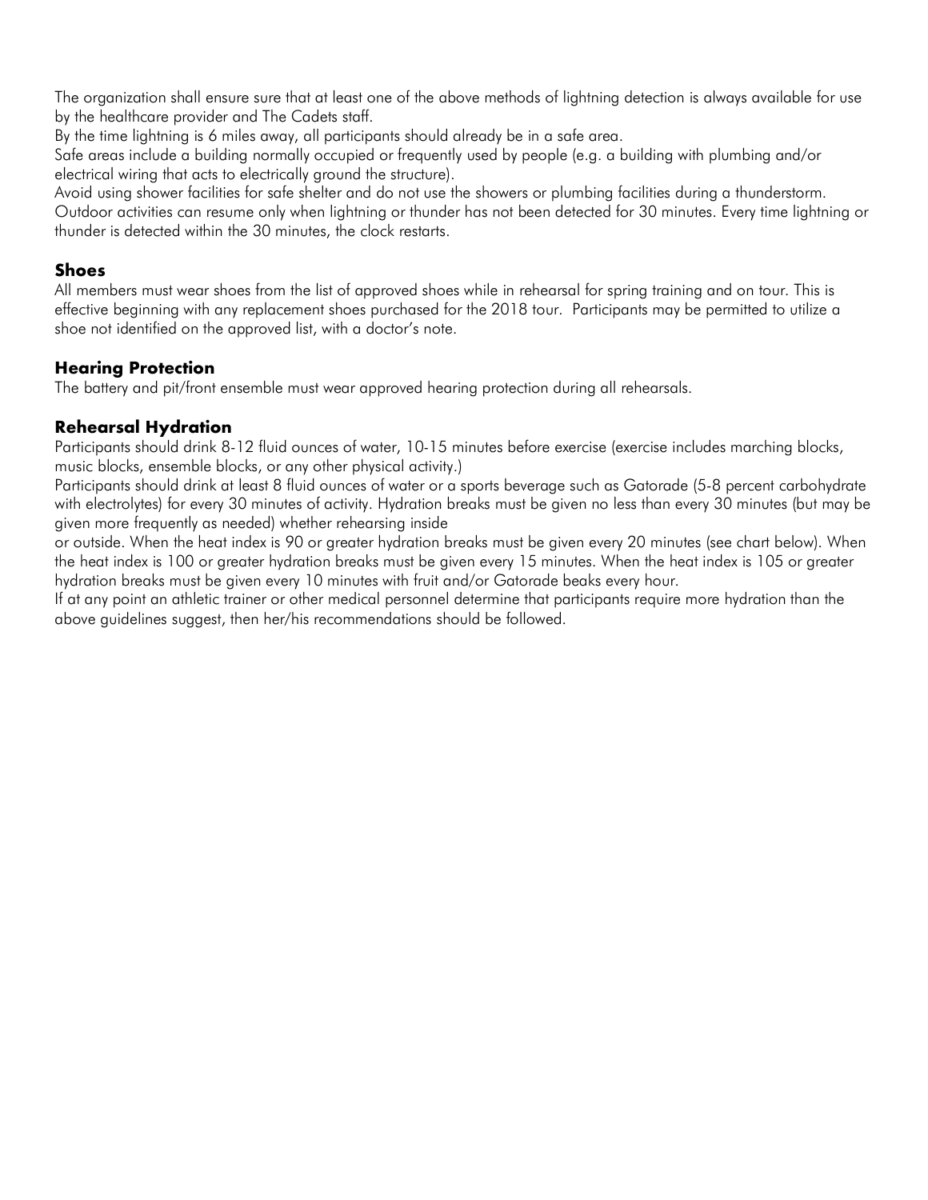The organization shall ensure sure that at least one of the above methods of lightning detection is always available for use by the healthcare provider and The Cadets staff.

By the time lightning is 6 miles away, all participants should already be in a safe area.

Safe areas include a building normally occupied or frequently used by people (e.g. a building with plumbing and/or electrical wiring that acts to electrically ground the structure).

Avoid using shower facilities for safe shelter and do not use the showers or plumbing facilities during a thunderstorm.

Outdoor activities can resume only when lightning or thunder has not been detected for 30 minutes. Every time lightning or thunder is detected within the 30 minutes, the clock restarts.

## Shoes

All members must wear shoes from the list of approved shoes while in rehearsal for spring training and on tour. This is effective beginning with any replacement shoes purchased for the 2018 tour. Participants may be permitted to utilize a shoe not identified on the approved list, with a doctor's note.

## Hearing Protection

The battery and pit/front ensemble must wear approved hearing protection during all rehearsals.

## Rehearsal Hydration

Participants should drink 8-12 fluid ounces of water, 10-15 minutes before exercise (exercise includes marching blocks, music blocks, ensemble blocks, or any other physical activity.)

Participants should drink at least 8 fluid ounces of water or a sports beverage such as Gatorade (5-8 percent carbohydrate with electrolytes) for every 30 minutes of activity. Hydration breaks must be given no less than every 30 minutes (but may be given more frequently as needed) whether rehearsing inside

or outside. When the heat index is 90 or greater hydration breaks must be given every 20 minutes (see chart below). When the heat index is 100 or greater hydration breaks must be given every 15 minutes. When the heat index is 105 or greater hydration breaks must be given every 10 minutes with fruit and/or Gatorade beaks every hour.

If at any point an athletic trainer or other medical personnel determine that participants require more hydration than the above guidelines suggest, then her/his recommendations should be followed.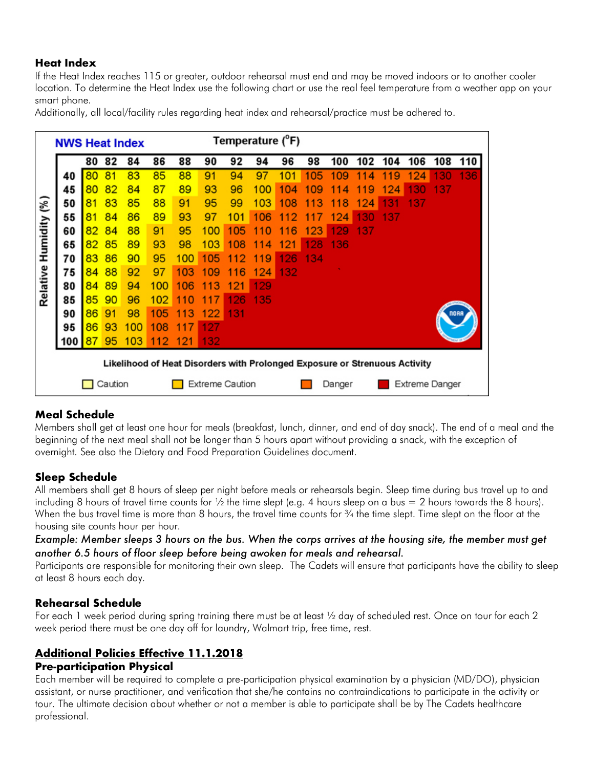### Heat Index

If the Heat Index reaches 115 or greater, outdoor rehearsal must end and may be moved indoors or to another cooler location. To determine the Heat Index use the following chart or use the real feel temperature from a weather app on your smart phone.

Additionally, all local/facility rules regarding heat index and rehearsal/practice must be adhered to.

**NWS Heat Index** — Temperature (°F)

| Relative Humidity (%) | 80 | 82 | 84 | 86 | 88 | 90 | 92 | 94 | 96 | 98 | 100 | 102 | 104 | 106 | 108 | 110 |
|---|---|---|---|---|---|---|---|---|---|---|---|---|---|---|---|---|
| 40 | 80 | 81 | 83 | 85 | 88 | 91 | 94 | 97 | 101 | 105 | 109 | 114 | 119 | 124 | 130 | 136 |
| 45 | 80 | 82 | 84 | 87 | 89 | 93 | 96 | 100 | 104 | 109 | 114 | 119 | 124 | 130 | 137 | |
| 50 | 81 | 83 | 85 | 88 | 91 | 95 | 99 | 103 | 108 | 113 | 118 | 124 | 131 | 137 | | |
| 55 | 81 | 84 | 86 | 89 | 93 | 97 | 101 | 106 | 112 | 117 | 124 | 130 | 137 | | | |
| 60 | 82 | 84 | 88 | 91 | 95 | 100 | 105 | 110 | 116 | 123 | 129 | 137 | | | | |
| 65 | 82 | 85 | 89 | 93 | 98 | 103 | 108 | 114 | 121 | 128 | 136 | | | | | |
| 70 | 83 | 86 | 90 | 95 | 100 | 105 | 112 | 119 | 126 | 134 | | | | | | |
| 75 | 84 | 88 | 92 | 97 | 103 | 109 | 116 | 124 | 132 | | | | | | | |
| 80 | 84 | 89 | 94 | 100 | 106 | 113 | 121 | 129 | | | | | | | | |
| 85 | 85 | 90 | 96 | 102 | 110 | 117 | 126 | 135 | | | | | | | | |
| 90 | 86 | 91 | 98 | 105 | 113 | 122 | 131 | | | | | | | | | |
| 95 | 86 | 93 | 100 | 108 | 117 | 127 | | | | | | | | | | |
| 100 | 87 | 95 | 103 | 112 | 121 | 132 | | | | | | | | | | |

Likelihood of Heat Disorders with Prolonged Exposure or Strenuous Activity

Caution | Extreme Caution | Danger | Extreme Danger

### Meal Schedule

Members shall get at least one hour for meals (breakfast, lunch, dinner, and end of day snack). The end of a meal and the beginning of the next meal shall not be longer than 5 hours apart without providing a snack, with the exception of overnight. See also the Dietary and Food Preparation Guidelines document.

### Sleep Schedule

All members shall get 8 hours of sleep per night before meals or rehearsals begin. Sleep time during bus travel up to and including 8 hours of travel time counts for ½ the time slept (e.g. 4 hours sleep on a bus = 2 hours towards the 8 hours). When the bus travel time is more than 8 hours, the travel time counts for ¾ the time slept. Time slept on the floor at the housing site counts hour per hour.

*Example: Member sleeps 3 hours on the bus. When the corps arrives at the housing site, the member must get another 6.5 hours of floor sleep before being awoken for meals and rehearsal.*

Participants are responsible for monitoring their own sleep. The Cadets will ensure that participants have the ability to sleep at least 8 hours each day.

### Rehearsal Schedule

For each 1 week period during spring training there must be at least ½ day of scheduled rest. Once on tour for each 2 week period there must be one day off for laundry, Walmart trip, free time, rest.

## Additional Policies Effective 11.1.2018

### Pre-participation Physical

Each member will be required to complete a pre-participation physical examination by a physician (MD/DO), physician assistant, or nurse practitioner, and verification that she/he contains no contraindications to participate in the activity or tour. The ultimate decision about whether or not a member is able to participate shall be by The Cadets healthcare professional.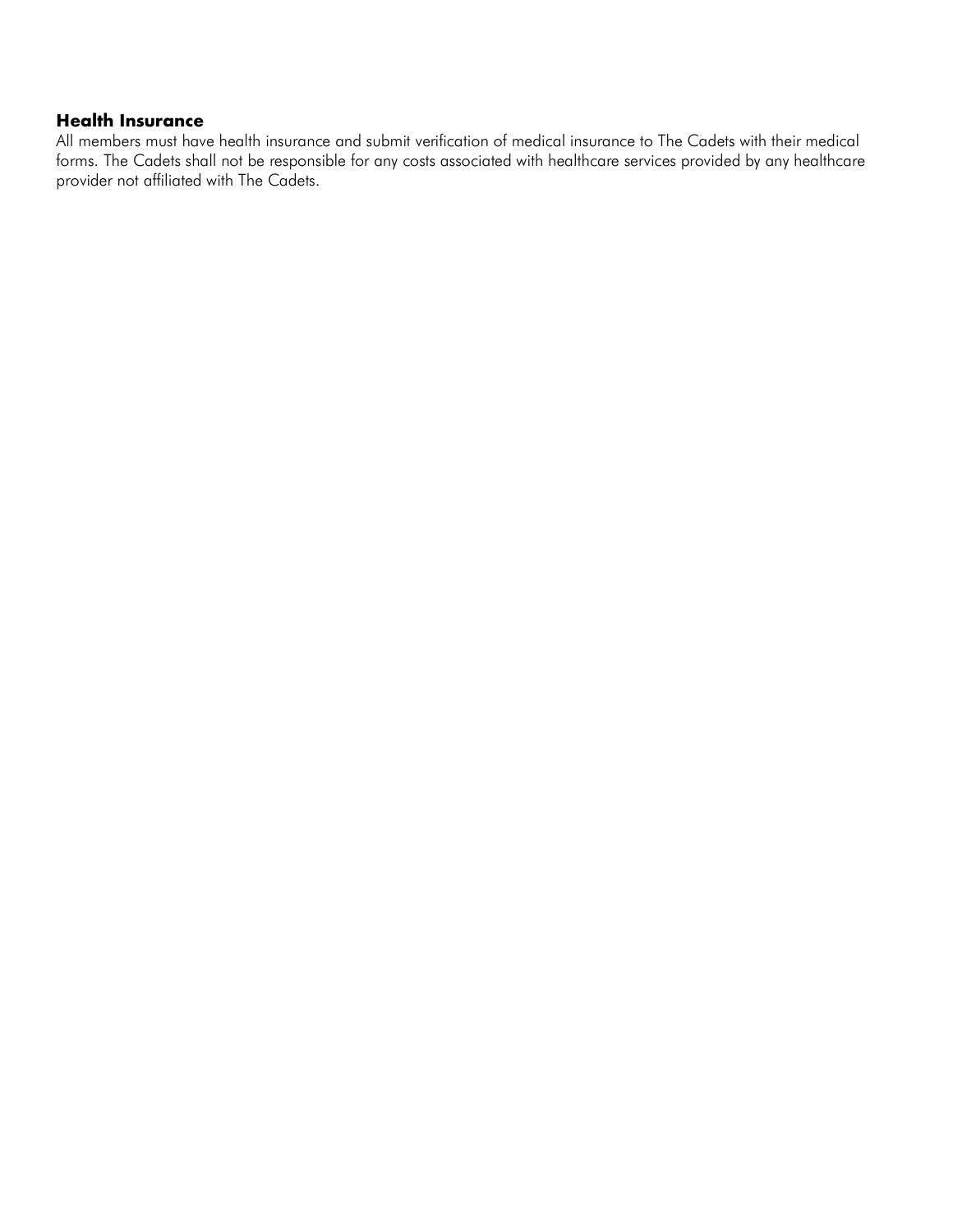**Health Insurance**

All members must have health insurance and submit verification of medical insurance to The Cadets with their medical forms. The Cadets shall not be responsible for any costs associated with healthcare services provided by any healthcare provider not affiliated with The Cadets.